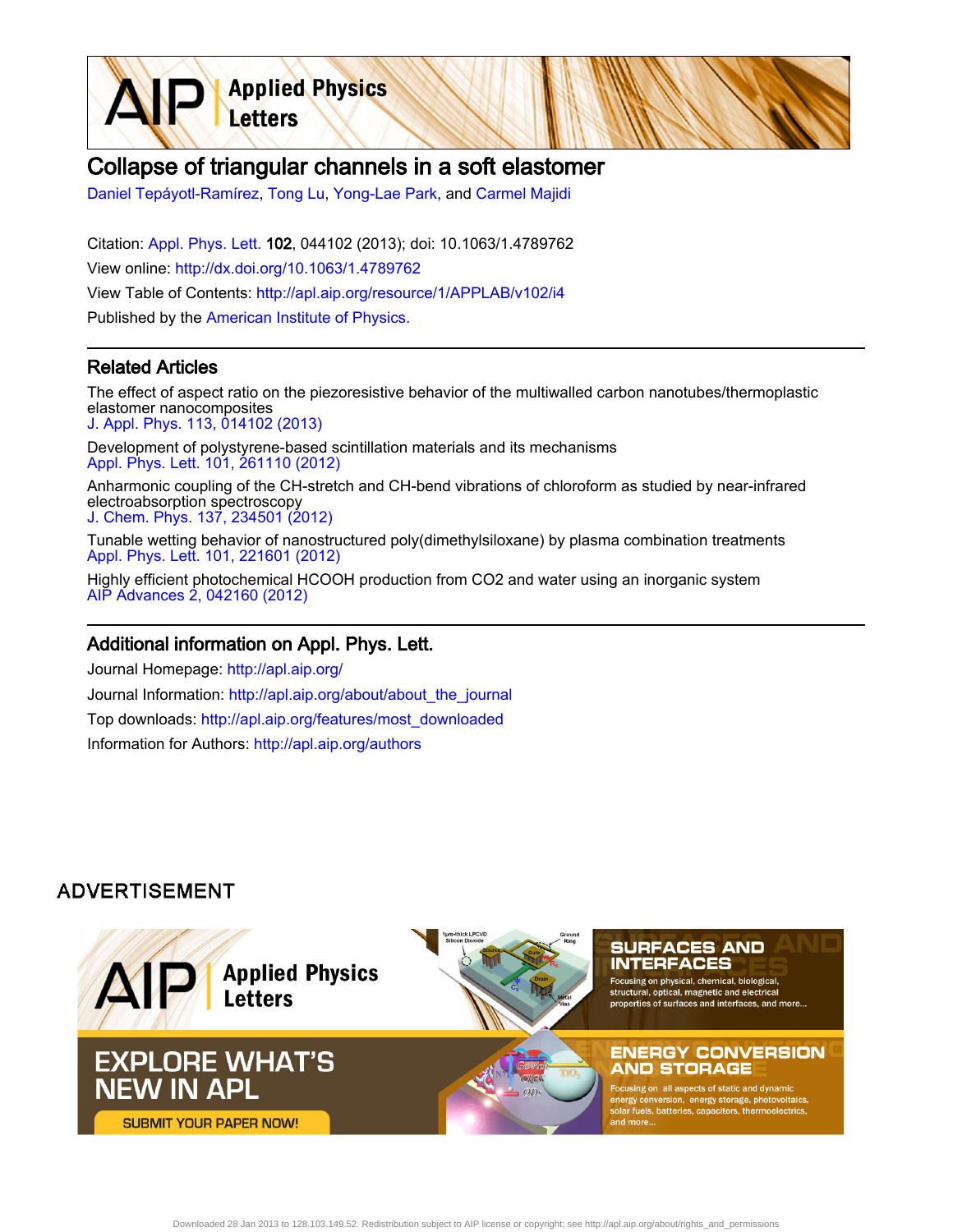# Collapse of triangular channels in a soft elastomer

Daniel Tepáyotl-Ramírez, Tong Lu, Yong-Lae Park, and Carmel Majidi

Citation: Appl. Phys. Lett. **102**, 044102 (2013); doi: 10.1063/1.4789762

View online: http://dx.doi.org/10.1063/1.4789762

View Table of Contents: http://apl.aip.org/resource/1/APPLAB/v102/i4

Published by the American Institute of Physics.

## Related Articles

The effect of aspect ratio on the piezoresistive behavior of the multiwalled carbon nanotubes/thermoplastic elastomer nanocomposites
J. Appl. Phys. 113, 014102 (2013)

Development of polystyrene-based scintillation materials and its mechanisms
Appl. Phys. Lett. 101, 261110 (2012)

Anharmonic coupling of the CH-stretch and CH-bend vibrations of chloroform as studied by near-infrared electroabsorption spectroscopy
J. Chem. Phys. 137, 234501 (2012)

Tunable wetting behavior of nanostructured poly(dimethylsiloxane) by plasma combination treatments
Appl. Phys. Lett. 101, 221601 (2012)

Highly efficient photochemical HCOOH production from CO2 and water using an inorganic system
AIP Advances 2, 042160 (2012)

## Additional information on Appl. Phys. Lett.

Journal Homepage: http://apl.aip.org/

Journal Information: http://apl.aip.org/about/about_the_journal

Top downloads: http://apl.aip.org/features/most_downloaded

Information for Authors: http://apl.aip.org/authors

ADVERTISEMENT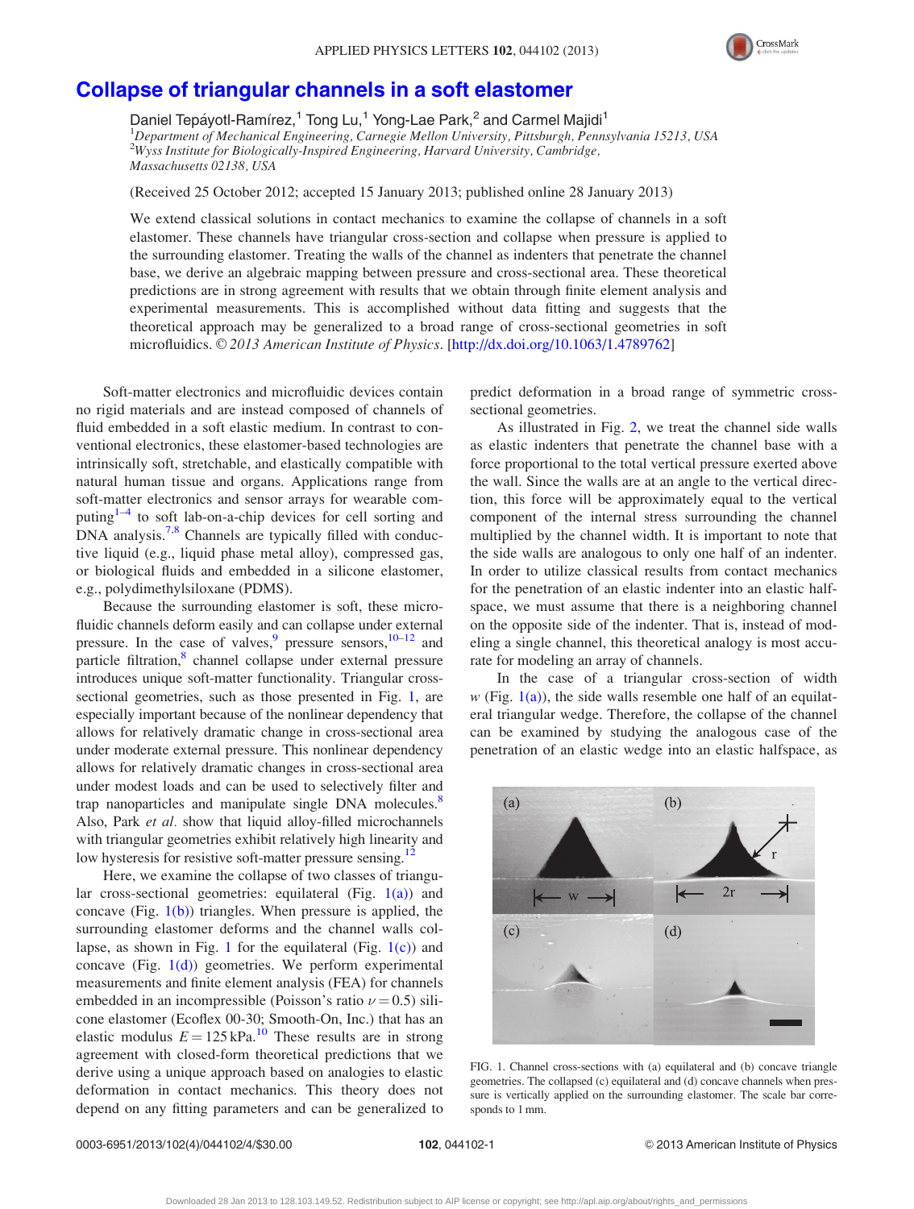# Collapse of triangular channels in a soft elastomer

Daniel Tepáyotl-Ramírez,[1] Tong Lu,[1] Yong-Lae Park,[2] and Carmel Majidi[1]

[1]*Department of Mechanical Engineering, Carnegie Mellon University, Pittsburgh, Pennsylvania 15213, USA*
[2]*Wyss Institute for Biologically-Inspired Engineering, Harvard University, Cambridge, Massachusetts 02138, USA*

(Received 25 October 2012; accepted 15 January 2013; published online 28 January 2013)

We extend classical solutions in contact mechanics to examine the collapse of channels in a soft elastomer. These channels have triangular cross-section and collapse when pressure is applied to the surrounding elastomer. Treating the walls of the channel as indenters that penetrate the channel base, we derive an algebraic mapping between pressure and cross-sectional area. These theoretical predictions are in strong agreement with results that we obtain through finite element analysis and experimental measurements. This is accomplished without data fitting and suggests that the theoretical approach may be generalized to a broad range of cross-sectional geometries in soft microfluidics. © *2013 American Institute of Physics*. [http://dx.doi.org/10.1063/1.4789762]

Soft-matter electronics and microfluidic devices contain no rigid materials and are instead composed of channels of fluid embedded in a soft elastic medium. In contrast to conventional electronics, these elastomer-based technologies are intrinsically soft, stretchable, and elastically compatible with natural human tissue and organs. Applications range from soft-matter electronics and sensor arrays for wearable computing[1–4] to soft lab-on-a-chip devices for cell sorting and DNA analysis.[7,8] Channels are typically filled with conductive liquid (e.g., liquid phase metal alloy), compressed gas, or biological fluids and embedded in a silicone elastomer, e.g., polydimethylsiloxane (PDMS).

Because the surrounding elastomer is soft, these microfluidic channels deform easily and can collapse under external pressure. In the case of valves,[9] pressure sensors,[10–12] and particle filtration,[8] channel collapse under external pressure introduces unique soft-matter functionality. Triangular cross-sectional geometries, such as those presented in Fig. 1, are especially important because of the nonlinear dependency that allows for relatively dramatic change in cross-sectional area under moderate external pressure. This nonlinear dependency allows for relatively dramatic changes in cross-sectional area under modest loads and can be used to selectively filter and trap nanoparticles and manipulate single DNA molecules.[8] Also, Park *et al.* show that liquid alloy-filled microchannels with triangular geometries exhibit relatively high linearity and low hysteresis for resistive soft-matter pressure sensing.[12]

Here, we examine the collapse of two classes of triangular cross-sectional geometries: equilateral (Fig. 1(a)) and concave (Fig. 1(b)) triangles. When pressure is applied, the surrounding elastomer deforms and the channel walls collapse, as shown in Fig. 1 for the equilateral (Fig. 1(c)) and concave (Fig. 1(d)) geometries. We perform experimental measurements and finite element analysis (FEA) for channels embedded in an incompressible (Poisson's ratio $\nu = 0.5$) silicone elastomer (Ecoflex 00-30; Smooth-On, Inc.) that has an elastic modulus $E = 125$ kPa.[10] These results are in strong agreement with closed-form theoretical predictions that we derive using a unique approach based on analogies to elastic deformation in contact mechanics. This theory does not depend on any fitting parameters and can be generalized to predict deformation in a broad range of symmetric cross-sectional geometries.

As illustrated in Fig. 2, we treat the channel side walls as elastic indenters that penetrate the channel base with a force proportional to the total vertical pressure exerted above the wall. Since the walls are at an angle to the vertical direction, this force will be approximately equal to the vertical component of the internal stress surrounding the channel multiplied by the channel width. It is important to note that the side walls are analogous to only one half of an indenter. In order to utilize classical results from contact mechanics for the penetration of an elastic indenter into an elastic half-space, we must assume that there is a neighboring channel on the opposite side of the indenter. That is, instead of modeling a single channel, this theoretical analogy is most accurate for modeling an array of channels.

In the case of a triangular cross-section of width $w$ (Fig. 1(a)), the side walls resemble one half of an equilateral triangular wedge. Therefore, the collapse of the channel can be examined by studying the analogous case of the penetration of an elastic wedge into an elastic halfspace, as

FIG. 1. Channel cross-sections with (a) equilateral and (b) concave triangle geometries. The collapsed (c) equilateral and (d) concave channels when pressure is vertically applied on the surrounding elastomer. The scale bar corresponds to 1 mm.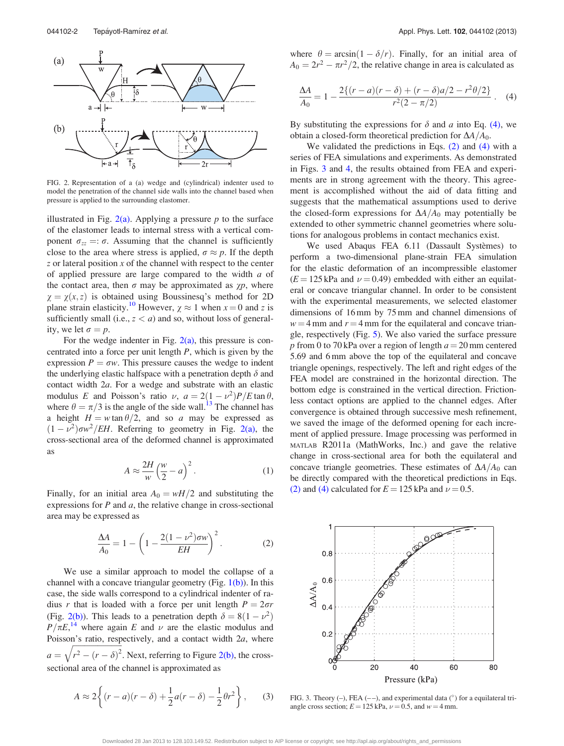FIG. 2. Representation of a (a) wedge and (cylindrical) indenter used to model the penetration of the channel side walls into the channel based when pressure is applied to the surrounding elastomer.

illustrated in Fig. 2(a). Applying a pressure $p$ to the surface of the elastomer leads to internal stress with a vertical component $\sigma_{zz} =: \sigma$. Assuming that the channel is sufficiently close to the area where stress is applied, $\sigma \approx p$. If the depth $z$ or lateral position $x$ of the channel with respect to the center of applied pressure are large compared to the width $a$ of the contact area, then $\sigma$ may be approximated as $\chi p$, where $\chi = \chi(x, z)$ is obtained using Boussinesq's method for 2D plane strain elasticity.[10] However, $\chi \approx 1$ when $x = 0$ and $z$ is sufficiently small (i.e., $z < a$) and so, without loss of generality, we let $\sigma = p$.

For the wedge indenter in Fig. 2(a), this pressure is concentrated into a force per unit length $P$, which is given by the expression $P = \sigma w$. This pressure causes the wedge to indent the underlying elastic halfspace with a penetration depth $\delta$ and contact width $2a$. For a wedge and substrate with an elastic modulus $E$ and Poisson's ratio $\nu$, $a = 2(1-\nu^2)P/E\tan\theta$, where $\theta = \pi/3$ is the angle of the side wall.[13] The channel has a height $H = w\tan\theta/2$, and so $a$ may be expressed as $(1-\nu^2)\sigma w^2/EH$. Referring to geometry in Fig. 2(a), the cross-sectional area of the deformed channel is approximated as

$$A \approx \frac{2H}{w}\left(\frac{w}{2} - a\right)^2. \quad (1)$$

Finally, for an initial area $A_0 = wH/2$ and substituting the expressions for $P$ and $a$, the relative change in cross-sectional area may be expressed as

$$\frac{\Delta A}{A_0} = 1 - \left(1 - \frac{2(1-\nu^2)\sigma w}{EH}\right)^2. \quad (2)$$

We use a similar approach to model the collapse of a channel with a concave triangular geometry (Fig. 1(b)). In this case, the side walls correspond to a cylindrical indenter of radius $r$ that is loaded with a force per unit length $P = 2\sigma r$ (Fig. 2(b)). This leads to a penetration depth $\delta = 8(1-\nu^2)P/\pi E$,[14] where again $E$ and $\nu$ are the elastic modulus and Poisson's ratio, respectively, and a contact width $2a$, where $a = \sqrt{r^2 - (r-\delta)^2}$. Next, referring to Figure 2(b), the cross-sectional area of the channel is approximated as

$$A \approx 2\left\{(r-a)(r-\delta) + \frac{1}{2}a(r-\delta) - \frac{1}{2}\theta r^2\right\}, \quad (3)$$

where $\theta = \arcsin(1 - \delta/r)$. Finally, for an initial area of $A_0 = 2r^2 - \pi r^2/2$, the relative change in area is calculated as

$$\frac{\Delta A}{A_0} = 1 - \frac{2\{(r-a)(r-\delta) + (r-\delta)a/2 - r^2\theta/2\}}{r^2(2-\pi/2)}. \quad (4)$$

By substituting the expressions for $\delta$ and $a$ into Eq. (4), we obtain a closed-form theoretical prediction for $\Delta A/A_0$.

We validated the predictions in Eqs. (2) and (4) with a series of FEA simulations and experiments. As demonstrated in Figs. 3 and 4, the results obtained from FEA and experiments are in strong agreement with the theory. This agreement is accomplished without the aid of data fitting and suggests that the mathematical assumptions used to derive the closed-form expressions for $\Delta A/A_0$ may potentially be extended to other symmetric channel geometries where solutions for analogous problems in contact mechanics exist.

We used Abaqus FEA 6.11 (Dassault Systèmes) to perform a two-dimensional plane-strain FEA simulation for the elastic deformation of an incompressible elastomer ($E = 125$ kPa and $\nu = 0.49$) embedded with either an equilateral or concave triangular channel. In order to be consistent with the experimental measurements, we selected elastomer dimensions of 16 mm by 75 mm and channel dimensions of $w = 4$ mm and $r = 4$ mm for the equilateral and concave triangle, respectively (Fig. 5). We also varied the surface pressure $p$ from 0 to 70 kPa over a region of length $a = 20$ mm centered 5.69 and 6 mm above the top of the equilateral and concave triangle openings, respectively. The left and right edges of the FEA model are constrained in the horizontal direction. The bottom edge is constrained in the vertical direction. Frictionless contact options are applied to the channel edges. After convergence is obtained through successive mesh refinement, we saved the image of the deformed opening for each increment of applied pressure. Image processing was performed in MATLAB R2011a (MathWorks, Inc.) and gave the relative change in cross-sectional area for both the equilateral and concave triangle geometries. These estimates of $\Delta A/A_0$ can be directly compared with the theoretical predictions in Eqs. (2) and (4) calculated for $E = 125$ kPa and $\nu = 0.5$.

FIG. 3. Theory (–), FEA (– –), and experimental data (°) for a equilateral triangle cross section; $E = 125$ kPa, $\nu = 0.5$, and $w = 4$ mm.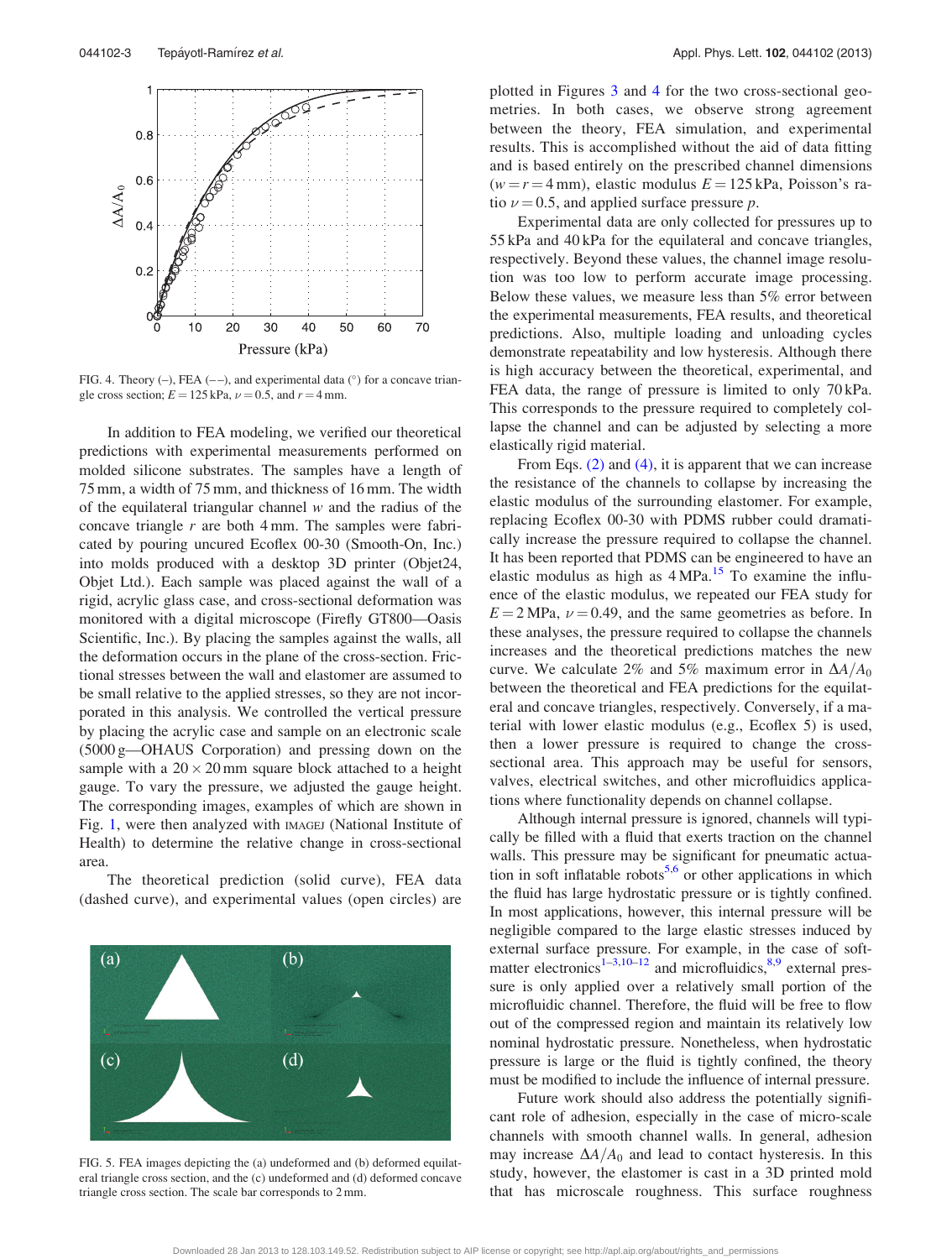FIG. 4. Theory (–), FEA (−−), and experimental data (°) for a concave triangle cross section; $E = 125$ kPa, $\nu = 0.5$, and $r = 4$ mm.

In addition to FEA modeling, we verified our theoretical predictions with experimental measurements performed on molded silicone substrates. The samples have a length of 75 mm, a width of 75 mm, and thickness of 16 mm. The width of the equilateral triangular channel $w$ and the radius of the concave triangle $r$ are both 4 mm. The samples were fabricated by pouring uncured Ecoflex 00-30 (Smooth-On, Inc.) into molds produced with a desktop 3D printer (Objet24, Objet Ltd.). Each sample was placed against the wall of a rigid, acrylic glass case, and cross-sectional deformation was monitored with a digital microscope (Firefly GT800—Oasis Scientific, Inc.). By placing the samples against the walls, all the deformation occurs in the plane of the cross-section. Frictional stresses between the wall and elastomer are assumed to be small relative to the applied stresses, so they are not incorporated in this analysis. We controlled the vertical pressure by placing the acrylic case and sample on an electronic scale (5000 g—OHAUS Corporation) and pressing down on the sample with a $20 \times 20$ mm square block attached to a height gauge. To vary the pressure, we adjusted the gauge height. The corresponding images, examples of which are shown in Fig. 1, were then analyzed with IMAGEJ (National Institute of Health) to determine the relative change in cross-sectional area.

The theoretical prediction (solid curve), FEA data (dashed curve), and experimental values (open circles) are plotted in Figures 3 and 4 for the two cross-sectional geometries. In both cases, we observe strong agreement between the theory, FEA simulation, and experimental results. This is accomplished without the aid of data fitting and is based entirely on the prescribed channel dimensions ($w = r = 4$ mm), elastic modulus $E = 125$ kPa, Poisson's ratio $\nu = 0.5$, and applied surface pressure $p$.

Experimental data are only collected for pressures up to 55 kPa and 40 kPa for the equilateral and concave triangles, respectively. Beyond these values, the channel image resolution was too low to perform accurate image processing. Below these values, we measure less than 5% error between the experimental measurements, FEA results, and theoretical predictions. Also, multiple loading and unloading cycles demonstrate repeatability and low hysteresis. Although there is high accuracy between the theoretical, experimental, and FEA data, the range of pressure is limited to only 70 kPa. This corresponds to the pressure required to completely collapse the channel and can be adjusted by selecting a more elastically rigid material.

From Eqs. (2) and (4), it is apparent that we can increase the resistance of the channels to collapse by increasing the elastic modulus of the surrounding elastomer. For example, replacing Ecoflex 00-30 with PDMS rubber could dramatically increase the pressure required to collapse the channel. It has been reported that PDMS can be engineered to have an elastic modulus as high as 4 MPa.[15] To examine the influence of the elastic modulus, we repeated our FEA study for $E = 2$ MPa, $\nu = 0.49$, and the same geometries as before. In these analyses, the pressure required to collapse the channels increases and the theoretical predictions matches the new curve. We calculate 2% and 5% maximum error in $\Delta A/A_0$ between the theoretical and FEA predictions for the equilateral and concave triangles, respectively. Conversely, if a material with lower elastic modulus (e.g., Ecoflex 5) is used, then a lower pressure is required to change the cross-sectional area. This approach may be useful for sensors, valves, electrical switches, and other microfluidics applications where functionality depends on channel collapse.

Although internal pressure is ignored, channels will typically be filled with a fluid that exerts traction on the channel walls. This pressure may be significant for pneumatic actuation in soft inflatable robots[5,6] or other applications in which the fluid has large hydrostatic pressure or is tightly confined. In most applications, however, this internal pressure will be negligible compared to the large elastic stresses induced by external surface pressure. For example, in the case of soft-matter electronics[1–3,10–12] and microfluidics,[8,9] external pressure is only applied over a relatively small portion of the microfluidic channel. Therefore, the fluid will be free to flow out of the compressed region and maintain its relatively low nominal hydrostatic pressure. Nonetheless, when hydrostatic pressure is large or the fluid is tightly confined, the theory must be modified to include the influence of internal pressure.

Future work should also address the potentially significant role of adhesion, especially in the case of micro-scale channels with smooth channel walls. In general, adhesion may increase $\Delta A/A_0$ and lead to contact hysteresis. In this study, however, the elastomer is cast in a 3D printed mold that has microscale roughness. This surface roughness

FIG. 5. FEA images depicting the (a) undeformed and (b) deformed equilateral triangle cross section, and the (c) undeformed and (d) deformed concave triangle cross section. The scale bar corresponds to 2 mm.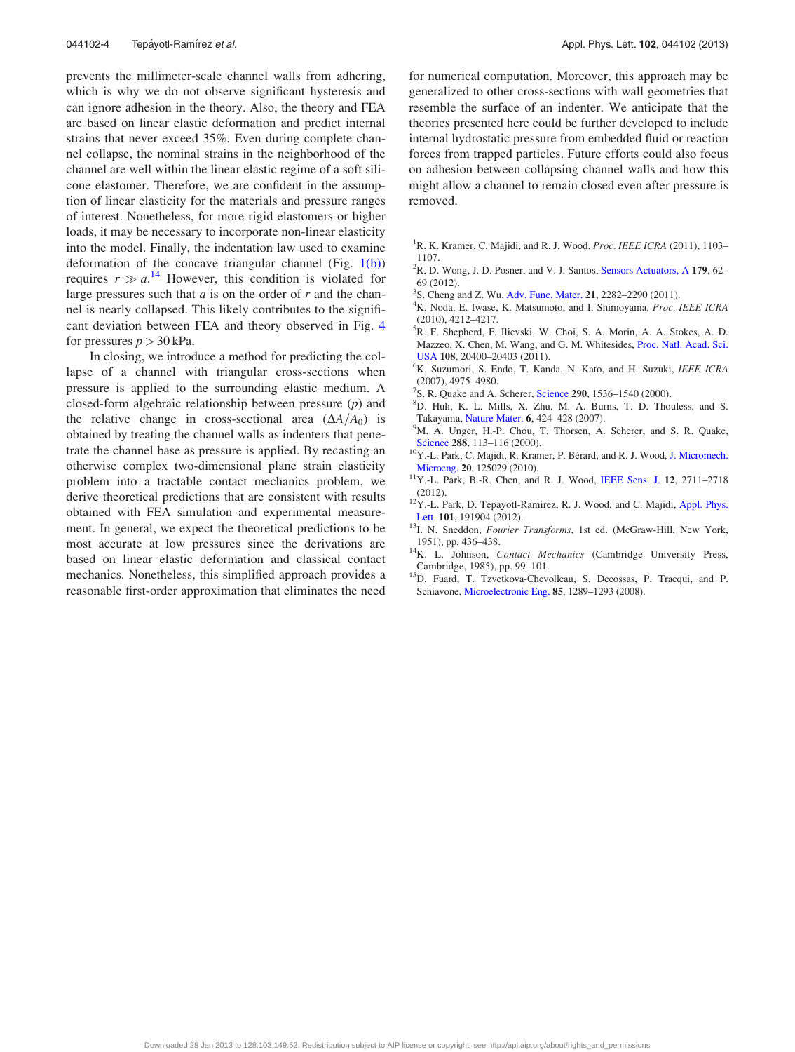prevents the millimeter-scale channel walls from adhering, which is why we do not observe significant hysteresis and can ignore adhesion in the theory. Also, the theory and FEA are based on linear elastic deformation and predict internal strains that never exceed 35%. Even during complete channel collapse, the nominal strains in the neighborhood of the channel are well within the linear elastic regime of a soft silicone elastomer. Therefore, we are confident in the assumption of linear elasticity for the materials and pressure ranges of interest. Nonetheless, for more rigid elastomers or higher loads, it may be necessary to incorporate non-linear elasticity into the model. Finally, the indentation law used to examine deformation of the concave triangular channel (Fig. 1(b)) requires $r \gg a$.[14] However, this condition is violated for large pressures such that $a$ is on the order of $r$ and the channel is nearly collapsed. This likely contributes to the significant deviation between FEA and theory observed in Fig. 4 for pressures $p > 30$ kPa.

In closing, we introduce a method for predicting the collapse of a channel with triangular cross-sections when pressure is applied to the surrounding elastic medium. A closed-form algebraic relationship between pressure ($p$) and the relative change in cross-sectional area ($\Delta A/A_0$) is obtained by treating the channel walls as indenters that penetrate the channel base as pressure is applied. By recasting an otherwise complex two-dimensional plane strain elasticity problem into a tractable contact mechanics problem, we derive theoretical predictions that are consistent with results obtained with FEA simulation and experimental measurement. In general, we expect the theoretical predictions to be most accurate at low pressures since the derivations are based on linear elastic deformation and classical contact mechanics. Nonetheless, this simplified approach provides a reasonable first-order approximation that eliminates the need for numerical computation. Moreover, this approach may be generalized to other cross-sections with wall geometries that resemble the surface of an indenter. We anticipate that the theories presented here could be further developed to include internal hydrostatic pressure from embedded fluid or reaction forces from trapped particles. Future efforts could also focus on adhesion between collapsing channel walls and how this might allow a channel to remain closed even after pressure is removed.

[1] R. K. Kramer, C. Majidi, and R. J. Wood, *Proc. IEEE ICRA* (2011), 1103–1107.

[2] R. D. Wong, J. D. Posner, and V. J. Santos, Sensors Actuators, A **179**, 62–69 (2012).

[3] S. Cheng and Z. Wu, Adv. Func. Mater. **21**, 2282–2290 (2011).

[4] K. Noda, E. Iwase, K. Matsumoto, and I. Shimoyama, *Proc. IEEE ICRA* (2010), 4212–4217.

[5] R. F. Shepherd, F. Ilievski, W. Choi, S. A. Morin, A. A. Stokes, A. D. Mazzeo, X. Chen, M. Wang, and G. M. Whitesides, Proc. Natl. Acad. Sci. USA **108**, 20400–20403 (2011).

[6] K. Suzumori, S. Endo, T. Kanda, N. Kato, and H. Suzuki, *IEEE ICRA* (2007), 4975–4980.

[7] S. R. Quake and A. Scherer, Science **290**, 1536–1540 (2000).

[8] D. Huh, K. L. Mills, X. Zhu, M. A. Burns, T. D. Thouless, and S. Takayama, Nature Mater. **6**, 424–428 (2007).

[9] M. A. Unger, H.-P. Chou, T. Thorsen, A. Scherer, and S. R. Quake, Science **288**, 113–116 (2000).

[10] Y.-L. Park, C. Majidi, R. Kramer, P. Bérard, and R. J. Wood, J. Micromech. Microeng. **20**, 125029 (2010).

[11] Y.-L. Park, B.-R. Chen, and R. J. Wood, IEEE Sens. J. **12**, 2711–2718 (2012).

[12] Y.-L. Park, D. Tepayotl-Ramirez, R. J. Wood, and C. Majidi, Appl. Phys. Lett. **101**, 191904 (2012).

[13] I. N. Sneddon, *Fourier Transforms*, 1st ed. (McGraw-Hill, New York, 1951), pp. 436–438.

[14] K. L. Johnson, *Contact Mechanics* (Cambridge University Press, Cambridge, 1985), pp. 99–101.

[15] D. Fuard, T. Tzvetkova-Chevolleau, S. Decossas, P. Tracqui, and P. Schiavone, Microelectronic Eng. **85**, 1289–1293 (2008).